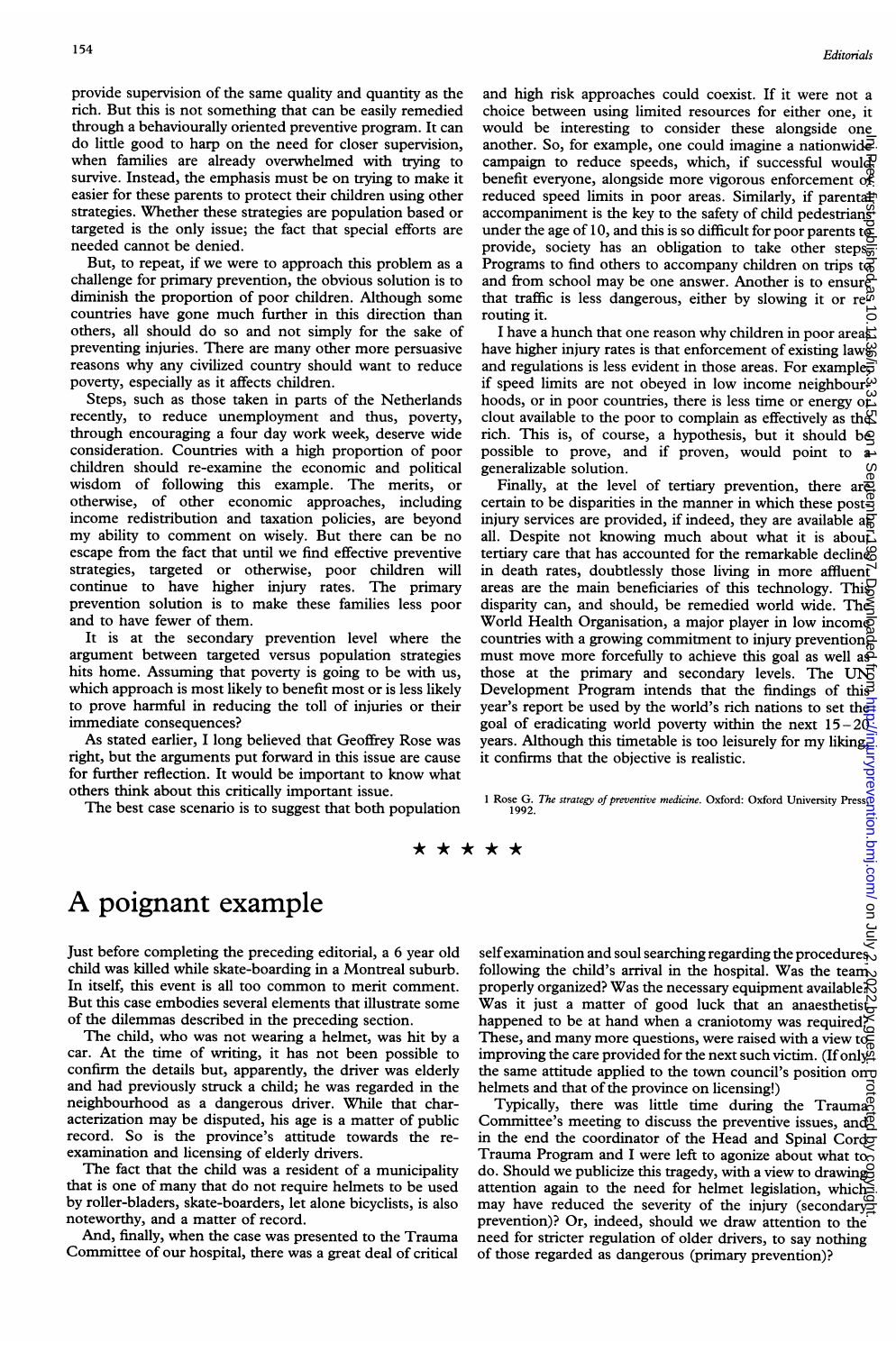provide supervision of the same quality and quantity as the rich. But this is not something that can be easily remedied through a behaviourally oriented preventive program. It can do little good to harp on the need for closer supervision, when families are already overwhelmed with trying to survive. Instead, the emphasis must be on trying to make it easier for these parents to protect their children using other strategies. Whether these strategies are population based or targeted is the only issue; the fact that special efforts are needed cannot be denied.

But, to repeat, if we were to approach this problem as a challenge for primary prevention, the obvious solution is to diminish the proportion of poor children. Although some countries have gone much further in this direction than others, all should do so and not simply for the sake of preventing injuries. There are many other more persuasive reasons why any civilized country should want to reduce poverty, especially as it affects children.

Steps, such as those taken in parts of the Netherlands recently, to reduce unemployment and thus, poverty, through encouraging a four day work week, deserve wide consideration. Countries with a high proportion of poor children should re-examine the economic and political wisdom of following this example. The merits, or otherwise, of other economic approaches, including income redistribution and taxation policies, are beyond my ability to comment on wisely. But there can be no escape from the fact that until we find effective preventive strategies, targeted or otherwise, poor children will continue to have higher injury rates. The primary prevention solution is to make these families less poor and to have fewer of them.

It is at the secondary prevention level where the argument between targeted versus population strategies hits home. Assuming that poverty is going to be with us, which approach is most likely to benefit most or is less likely to prove harmful in reducing the toll of injuries or their immediate consequences?

As stated earlier, I long believed that Geoffrey Rose was right, but the arguments put forward in this issue are cause for further reflection. It would be important to know what others think about this critically important issue.

The best case scenario is to suggest that both population and high risk approaches could coexist. If it were not a choice between using limited resources for either one, it would be interesting to consider these alongside one another. So, for example, one could imagine a nationwide campaign to reduce speeds, which, if successful would benefit everyone, alongside more vigorous enforcement of reduced speed limits in poor areas. Similarly, if parental accompaniment is the key to the safety of child pedestrians under the age of 10, and this is so difficult for poor parents to provide, society has an obligation to take other steps. Programs to find others to accompany children on trips to and from school may be one answer. Another is to ensure that traffic is less dangerous, either by slowing it or rerouting it.

I have a hunch that one reason why children in poor areas have higher injury rates is that enforcement of existing laws and regulations is less evident in those areas. For example, if speed limits are not obeyed in low income neighbourhoods, or in poor countries, there is less time or energy or clout available to the poor to complain as effectively as the rich. This is, of course, a hypothesis, but it should be possible to prove, and if proven, would point to a generalizable solution.

Finally, at the level of tertiary prevention, there are certain to be disparities in the manner in which these postinjury services are provided, if indeed, they are available at all. Despite not knowing much about what it is about tertiary care that has accounted for the remarkable decline in death rates, doubtlessly those living in more affluent areas are the main beneficiaries of this technology. This disparity can, and should, be remedied world wide. The World Health Organisation, a major player in low income countries with a growing commitment to injury prevention, must move more forcefully to achieve this goal as well as those at the primary and secondary levels. The UN Development Program intends that the findings of this year's report be used by the world's rich nations to set the goal of eradicating world poverty within the next 15–20 years. Although this timetable is too leisurely for my liking, it confirms that the objective is realistic.

1 Rose G. *The strategy of preventive medicine*. Oxford: Oxford University Press, 1992.

★ ★ ★ ★ ★

# A poignant example

Just before completing the preceding editorial, a 6 year old child was killed while skate-boarding in a Montreal suburb. In itself, this event is all too common to merit comment. But this case embodies several elements that illustrate some of the dilemmas described in the preceding section.

The child, who was not wearing a helmet, was hit by a car. At the time of writing, it has not been possible to confirm the details but, apparently, the driver was elderly and had previously struck a child; he was regarded in the neighbourhood as a dangerous driver. While that characterization may be disputed, his age is a matter of public record. So is the province's attitude towards the re-examination and licensing of elderly drivers.

The fact that the child was a resident of a municipality that is one of many that do not require helmets to be used by roller-bladers, skate-boarders, let alone bicyclists, is also noteworthy, and a matter of record.

And, finally, when the case was presented to the Trauma Committee of our hospital, there was a great deal of critical self examination and soul searching regarding the procedures following the child's arrival in the hospital. Was the team properly organized? Was the necessary equipment available? Was it just a matter of good luck that an anaesthetist happened to be at hand when a craniotomy was required? These, and many more questions, were raised with a view to improving the care provided for the next such victim. (If only the same attitude applied to the town council's position on helmets and that of the province on licensing!)

Typically, there was little time during the Trauma Committee's meeting to discuss the preventive issues, and in the end the coordinator of the Head and Spinal Cord Trauma Program and I were left to agonize about what to do. Should we publicize this tragedy, with a view to drawing attention again to the need for helmet legislation, which may have reduced the severity of the injury (secondary prevention)? Or, indeed, should we draw attention to the need for stricter regulation of older drivers, to say nothing of those regarded as dangerous (primary prevention)?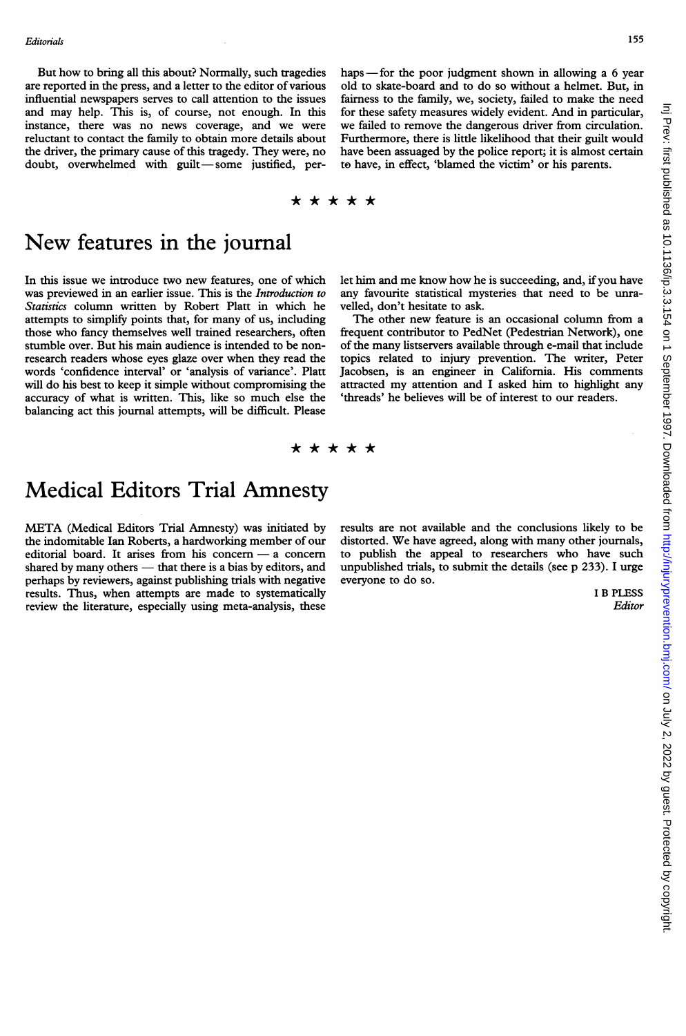But how to bring all this about? Normally, such tragedies are reported in the press, and a letter to the editor of various influential newspapers serves to call attention to the issues and may help. This is, of course, not enough. In this instance, there was no news coverage, and we were reluctant to contact the family to obtain more details about the driver, the primary cause of this tragedy. They were, no doubt, overwhelmed with guilt—some justified, perhaps—for the poor judgment shown in allowing a 6 year old to skate-board and to do so without a helmet. But, in fairness to the family, we, society, failed to make the need for these safety measures widely evident. And in particular, we failed to remove the dangerous driver from circulation. Furthermore, there is little likelihood that their guilt would have been assuaged by the police report; it is almost certain to have, in effect, 'blamed the victim' or his parents.

★ ★ ★ ★ ★

# New features in the journal

In this issue we introduce two new features, one of which was previewed in an earlier issue. This is the *Introduction to Statistics* column written by Robert Platt in which he attempts to simplify points that, for many of us, including those who fancy themselves well trained researchers, often stumble over. But his main audience is intended to be non-research readers whose eyes glaze over when they read the words 'confidence interval' or 'analysis of variance'. Platt will do his best to keep it simple without compromising the accuracy of what is written. This, like so much else the balancing act this journal attempts, will be difficult. Please let him and me know how he is succeeding, and, if you have any favourite statistical mysteries that need to be unravelled, don't hesitate to ask.

The other new feature is an occasional column from a frequent contributor to PedNet (Pedestrian Network), one of the many listservers available through e-mail that include topics related to injury prevention. The writer, Peter Jacobsen, is an engineer in California. His comments attracted my attention and I asked him to highlight any 'threads' he believes will be of interest to our readers.

★ ★ ★ ★ ★

# Medical Editors Trial Amnesty

META (Medical Editors Trial Amnesty) was initiated by the indomitable Ian Roberts, a hardworking member of our editorial board. It arises from his concern — a concern shared by many others — that there is a bias by editors, and perhaps by reviewers, against publishing trials with negative results. Thus, when attempts are made to systematically review the literature, especially using meta-analysis, these results are not available and the conclusions likely to be distorted. We have agreed, along with many other journals, to publish the appeal to researchers who have such unpublished trials, to submit the details (see p 233). I urge everyone to do so.

I B PLESS
*Editor*